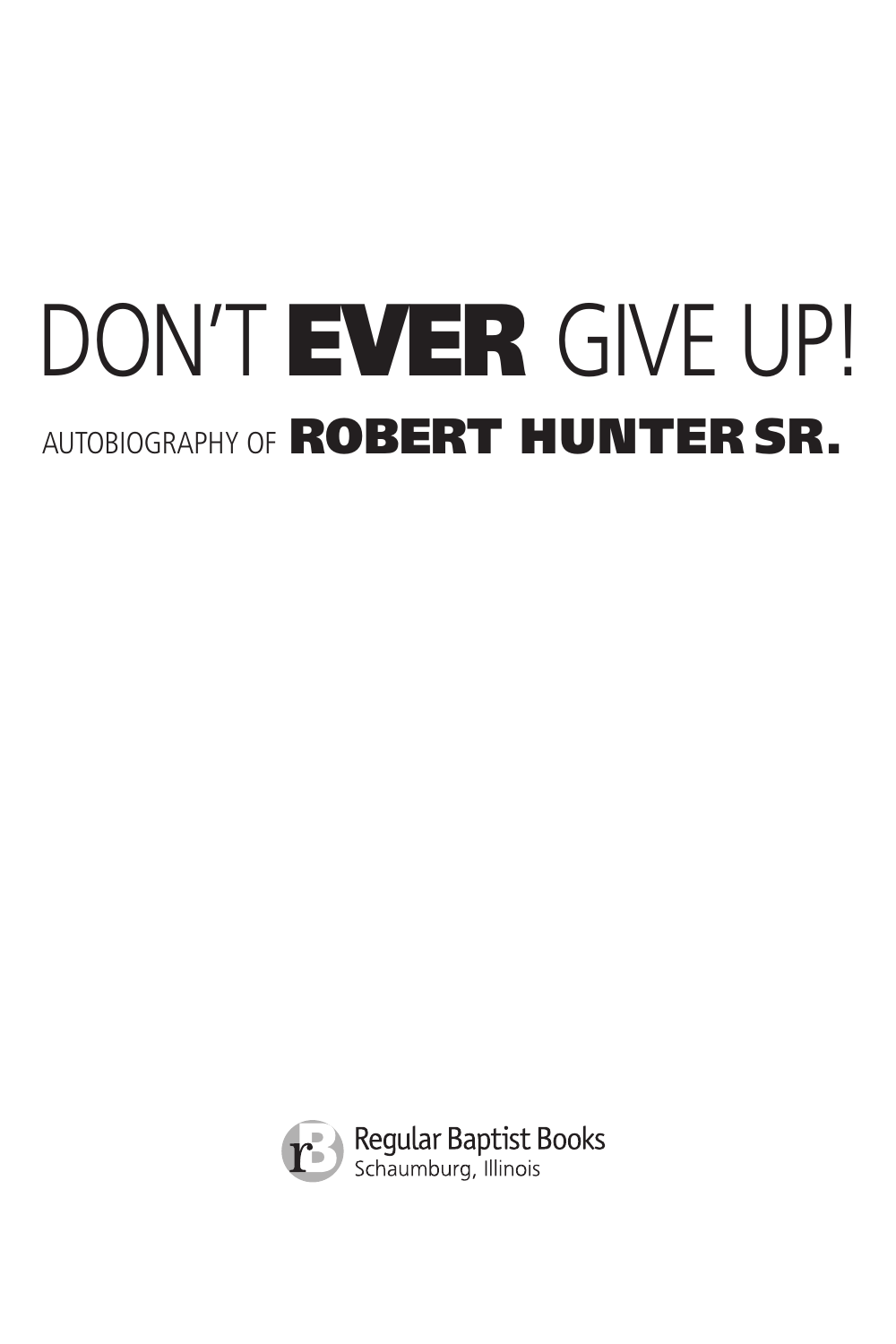# DON'T **EVER** GIVE UP!

## AUTOBIOGRAPHY OF **ROBERT HUNTER SR.**

Regular Baptist Books
Schaumburg, Illinois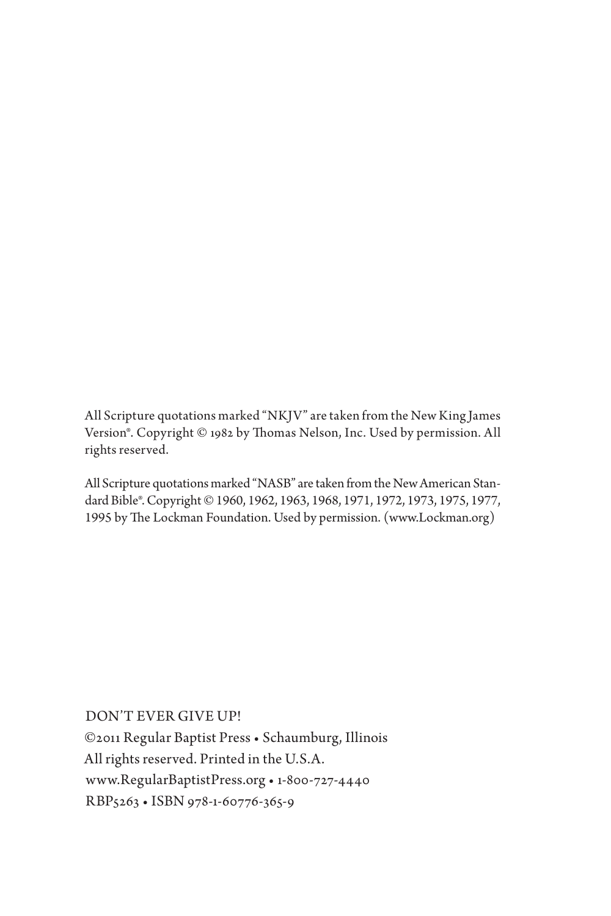All Scripture quotations marked "NKJV" are taken from the New King James Version®. Copyright © 1982 by Thomas Nelson, Inc. Used by permission. All rights reserved.

All Scripture quotations marked "NASB" are taken from the New American Standard Bible®. Copyright © 1960, 1962, 1963, 1968, 1971, 1972, 1973, 1975, 1977, 1995 by The Lockman Foundation. Used by permission. (www.Lockman.org)

DON'T EVER GIVE UP!
©2011 Regular Baptist Press • Schaumburg, Illinois
All rights reserved. Printed in the U.S.A.
www.RegularBaptistPress.org • 1-800-727-4440
RBP5263 • ISBN 978-1-60776-365-9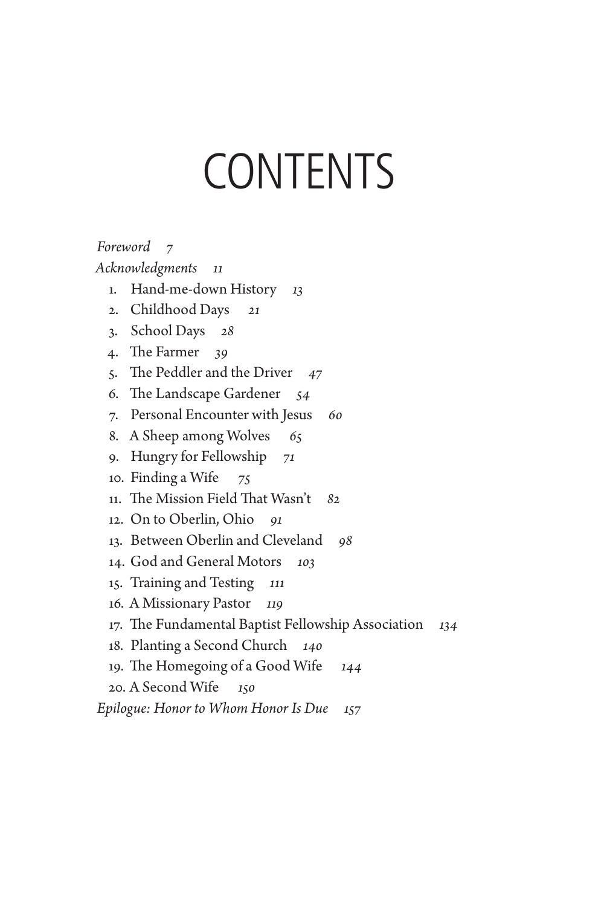# CONTENTS

*Foreword 7*

*Acknowledgments 11*

1. Hand-me-down History *13*
2. Childhood Days *21*
3. School Days *28*
4. The Farmer *39*
5. The Peddler and the Driver *47*
6. The Landscape Gardener *54*
7. Personal Encounter with Jesus *60*
8. A Sheep among Wolves *65*
9. Hungry for Fellowship *71*
10. Finding a Wife *75*
11. The Mission Field That Wasn't *82*
12. On to Oberlin, Ohio *91*
13. Between Oberlin and Cleveland *98*
14. God and General Motors *103*
15. Training and Testing *111*
16. A Missionary Pastor *119*
17. The Fundamental Baptist Fellowship Association *134*
18. Planting a Second Church *140*
19. The Homegoing of a Good Wife *144*
20. A Second Wife *150*

*Epilogue: Honor to Whom Honor Is Due 157*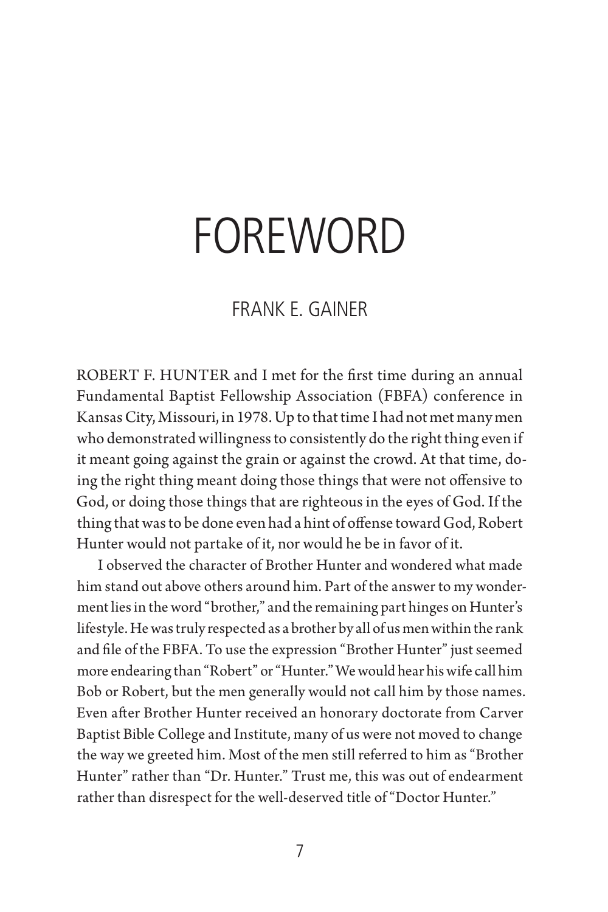# FOREWORD

## FRANK E. GAINER

ROBERT F. HUNTER and I met for the first time during an annual Fundamental Baptist Fellowship Association (FBFA) conference in Kansas City, Missouri, in 1978. Up to that time I had not met many men who demonstrated willingness to consistently do the right thing even if it meant going against the grain or against the crowd. At that time, doing the right thing meant doing those things that were not offensive to God, or doing those things that are righteous in the eyes of God. If the thing that was to be done even had a hint of offense toward God, Robert Hunter would not partake of it, nor would he be in favor of it.

I observed the character of Brother Hunter and wondered what made him stand out above others around him. Part of the answer to my wonderment lies in the word "brother," and the remaining part hinges on Hunter's lifestyle. He was truly respected as a brother by all of us men within the rank and file of the FBFA. To use the expression "Brother Hunter" just seemed more endearing than "Robert" or "Hunter." We would hear his wife call him Bob or Robert, but the men generally would not call him by those names. Even after Brother Hunter received an honorary doctorate from Carver Baptist Bible College and Institute, many of us were not moved to change the way we greeted him. Most of the men still referred to him as "Brother Hunter" rather than "Dr. Hunter." Trust me, this was out of endearment rather than disrespect for the well-deserved title of "Doctor Hunter."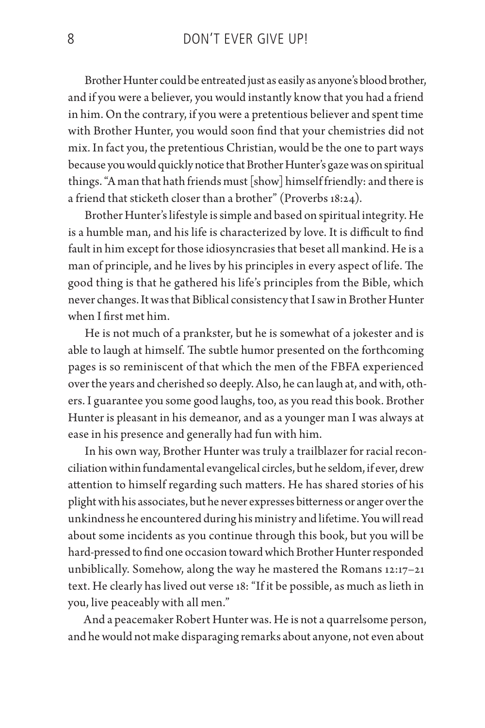Brother Hunter could be entreated just as easily as anyone's blood brother, and if you were a believer, you would instantly know that you had a friend in him. On the contrary, if you were a pretentious believer and spent time with Brother Hunter, you would soon find that your chemistries did not mix. In fact you, the pretentious Christian, would be the one to part ways because you would quickly notice that Brother Hunter's gaze was on spiritual things. "A man that hath friends must [show] himself friendly: and there is a friend that sticketh closer than a brother" (Proverbs 18:24).

Brother Hunter's lifestyle is simple and based on spiritual integrity. He is a humble man, and his life is characterized by love. It is difficult to find fault in him except for those idiosyncrasies that beset all mankind. He is a man of principle, and he lives by his principles in every aspect of life. The good thing is that he gathered his life's principles from the Bible, which never changes. It was that Biblical consistency that I saw in Brother Hunter when I first met him.

He is not much of a prankster, but he is somewhat of a jokester and is able to laugh at himself. The subtle humor presented on the forthcoming pages is so reminiscent of that which the men of the FBFA experienced over the years and cherished so deeply. Also, he can laugh at, and with, others. I guarantee you some good laughs, too, as you read this book. Brother Hunter is pleasant in his demeanor, and as a younger man I was always at ease in his presence and generally had fun with him.

In his own way, Brother Hunter was truly a trailblazer for racial reconciliation within fundamental evangelical circles, but he seldom, if ever, drew attention to himself regarding such matters. He has shared stories of his plight with his associates, but he never expresses bitterness or anger over the unkindness he encountered during his ministry and lifetime. You will read about some incidents as you continue through this book, but you will be hard-pressed to find one occasion toward which Brother Hunter responded unbiblically. Somehow, along the way he mastered the Romans 12:17–21 text. He clearly has lived out verse 18: "If it be possible, as much as lieth in you, live peaceably with all men."

And a peacemaker Robert Hunter was. He is not a quarrelsome person, and he would not make disparaging remarks about anyone, not even about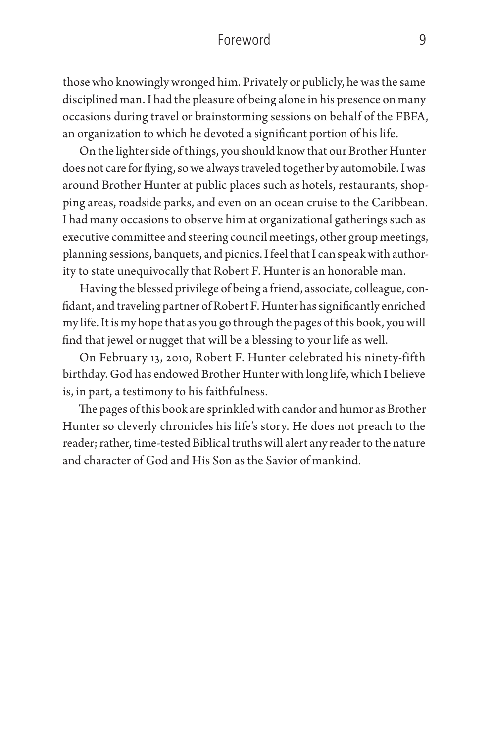those who knowingly wronged him. Privately or publicly, he was the same disciplined man. I had the pleasure of being alone in his presence on many occasions during travel or brainstorming sessions on behalf of the FBFA, an organization to which he devoted a significant portion of his life.

On the lighter side of things, you should know that our Brother Hunter does not care for flying, so we always traveled together by automobile. I was around Brother Hunter at public places such as hotels, restaurants, shopping areas, roadside parks, and even on an ocean cruise to the Caribbean. I had many occasions to observe him at organizational gatherings such as executive committee and steering council meetings, other group meetings, planning sessions, banquets, and picnics. I feel that I can speak with authority to state unequivocally that Robert F. Hunter is an honorable man.

Having the blessed privilege of being a friend, associate, colleague, confidant, and traveling partner of Robert F. Hunter has significantly enriched my life. It is my hope that as you go through the pages of this book, you will find that jewel or nugget that will be a blessing to your life as well.

On February 13, 2010, Robert F. Hunter celebrated his ninety-fifth birthday. God has endowed Brother Hunter with long life, which I believe is, in part, a testimony to his faithfulness.

The pages of this book are sprinkled with candor and humor as Brother Hunter so cleverly chronicles his life's story. He does not preach to the reader; rather, time-tested Biblical truths will alert any reader to the nature and character of God and His Son as the Savior of mankind.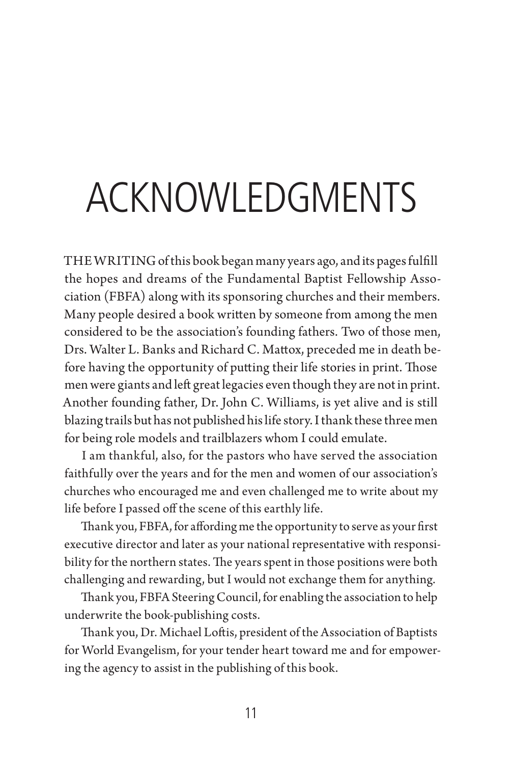# ACKNOWLEDGMENTS

THE WRITING of this book began many years ago, and its pages fulfill the hopes and dreams of the Fundamental Baptist Fellowship Association (FBFA) along with its sponsoring churches and their members. Many people desired a book written by someone from among the men considered to be the association's founding fathers. Two of those men, Drs. Walter L. Banks and Richard C. Mattox, preceded me in death before having the opportunity of putting their life stories in print. Those men were giants and left great legacies even though they are not in print. Another founding father, Dr. John C. Williams, is yet alive and is still blazing trails but has not published his life story. I thank these three men for being role models and trailblazers whom I could emulate.

I am thankful, also, for the pastors who have served the association faithfully over the years and for the men and women of our association's churches who encouraged me and even challenged me to write about my life before I passed off the scene of this earthly life.

Thank you, FBFA, for affording me the opportunity to serve as your first executive director and later as your national representative with responsibility for the northern states. The years spent in those positions were both challenging and rewarding, but I would not exchange them for anything.

Thank you, FBFA Steering Council, for enabling the association to help underwrite the book-publishing costs.

Thank you, Dr. Michael Loftis, president of the Association of Baptists for World Evangelism, for your tender heart toward me and for empowering the agency to assist in the publishing of this book.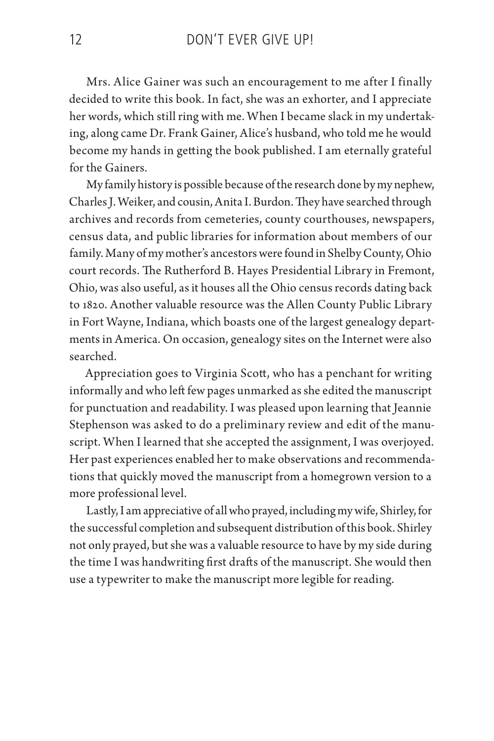Mrs. Alice Gainer was such an encouragement to me after I finally decided to write this book. In fact, she was an exhorter, and I appreciate her words, which still ring with me. When I became slack in my undertaking, along came Dr. Frank Gainer, Alice's husband, who told me he would become my hands in getting the book published. I am eternally grateful for the Gainers.

My family history is possible because of the research done by my nephew, Charles J. Weiker, and cousin, Anita I. Burdon. They have searched through archives and records from cemeteries, county courthouses, newspapers, census data, and public libraries for information about members of our family. Many of my mother's ancestors were found in Shelby County, Ohio court records. The Rutherford B. Hayes Presidential Library in Fremont, Ohio, was also useful, as it houses all the Ohio census records dating back to 1820. Another valuable resource was the Allen County Public Library in Fort Wayne, Indiana, which boasts one of the largest genealogy departments in America. On occasion, genealogy sites on the Internet were also searched.

Appreciation goes to Virginia Scott, who has a penchant for writing informally and who left few pages unmarked as she edited the manuscript for punctuation and readability. I was pleased upon learning that Jeannie Stephenson was asked to do a preliminary review and edit of the manuscript. When I learned that she accepted the assignment, I was overjoyed. Her past experiences enabled her to make observations and recommendations that quickly moved the manuscript from a homegrown version to a more professional level.

Lastly, I am appreciative of all who prayed, including my wife, Shirley, for the successful completion and subsequent distribution of this book. Shirley not only prayed, but she was a valuable resource to have by my side during the time I was handwriting first drafts of the manuscript. She would then use a typewriter to make the manuscript more legible for reading.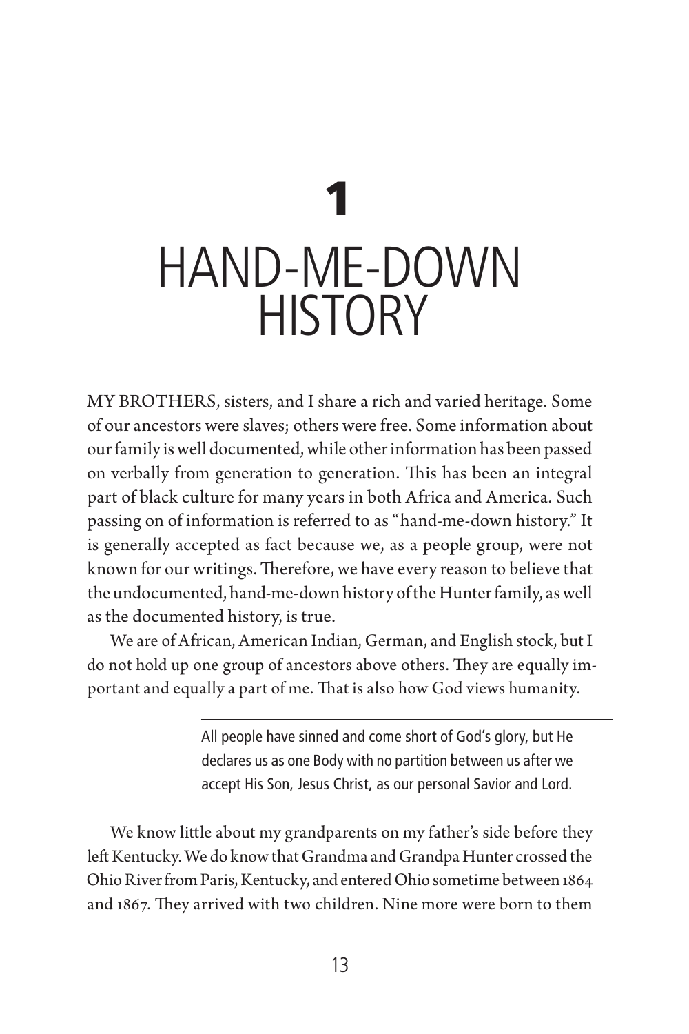# 1

# HAND-ME-DOWN HISTORY

MY BROTHERS, sisters, and I share a rich and varied heritage. Some of our ancestors were slaves; others were free. Some information about our family is well documented, while other information has been passed on verbally from generation to generation. This has been an integral part of black culture for many years in both Africa and America. Such passing on of information is referred to as "hand-me-down history." It is generally accepted as fact because we, as a people group, were not known for our writings. Therefore, we have every reason to believe that the undocumented, hand-me-down history of the Hunter family, as well as the documented history, is true.

We are of African, American Indian, German, and English stock, but I do not hold up one group of ancestors above others. They are equally important and equally a part of me. That is also how God views humanity.

> All people have sinned and come short of God's glory, but He declares us as one Body with no partition between us after we accept His Son, Jesus Christ, as our personal Savior and Lord.

We know little about my grandparents on my father's side before they left Kentucky. We do know that Grandma and Grandpa Hunter crossed the Ohio River from Paris, Kentucky, and entered Ohio sometime between 1864 and 1867. They arrived with two children. Nine more were born to them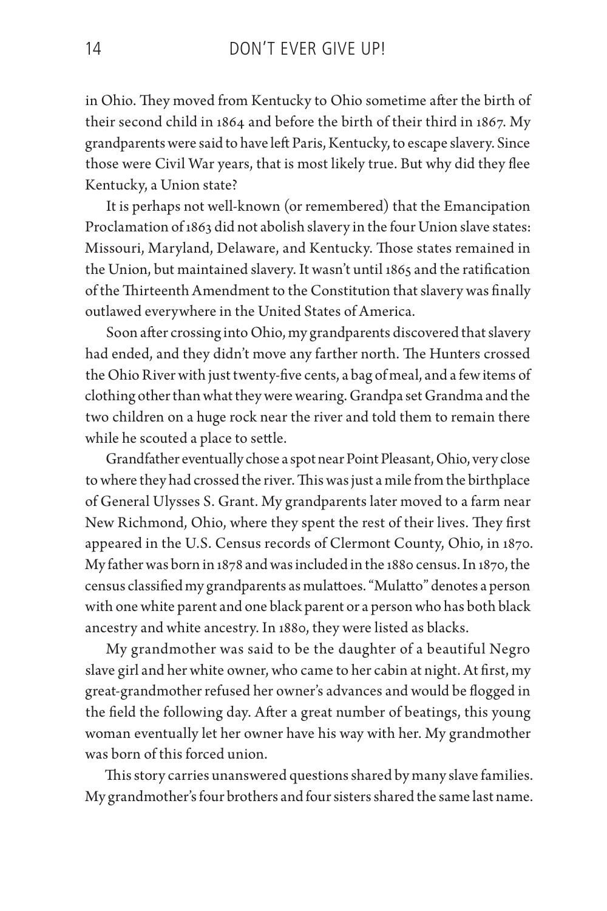in Ohio. They moved from Kentucky to Ohio sometime after the birth of their second child in 1864 and before the birth of their third in 1867. My grandparents were said to have left Paris, Kentucky, to escape slavery. Since those were Civil War years, that is most likely true. But why did they flee Kentucky, a Union state?

It is perhaps not well-known (or remembered) that the Emancipation Proclamation of 1863 did not abolish slavery in the four Union slave states: Missouri, Maryland, Delaware, and Kentucky. Those states remained in the Union, but maintained slavery. It wasn't until 1865 and the ratification of the Thirteenth Amendment to the Constitution that slavery was finally outlawed everywhere in the United States of America.

Soon after crossing into Ohio, my grandparents discovered that slavery had ended, and they didn't move any farther north. The Hunters crossed the Ohio River with just twenty-five cents, a bag of meal, and a few items of clothing other than what they were wearing. Grandpa set Grandma and the two children on a huge rock near the river and told them to remain there while he scouted a place to settle.

Grandfather eventually chose a spot near Point Pleasant, Ohio, very close to where they had crossed the river. This was just a mile from the birthplace of General Ulysses S. Grant. My grandparents later moved to a farm near New Richmond, Ohio, where they spent the rest of their lives. They first appeared in the U.S. Census records of Clermont County, Ohio, in 1870. My father was born in 1878 and was included in the 1880 census. In 1870, the census classified my grandparents as mulattoes. "Mulatto" denotes a person with one white parent and one black parent or a person who has both black ancestry and white ancestry. In 1880, they were listed as blacks.

My grandmother was said to be the daughter of a beautiful Negro slave girl and her white owner, who came to her cabin at night. At first, my great-grandmother refused her owner's advances and would be flogged in the field the following day. After a great number of beatings, this young woman eventually let her owner have his way with her. My grandmother was born of this forced union.

This story carries unanswered questions shared by many slave families. My grandmother's four brothers and four sisters shared the same last name.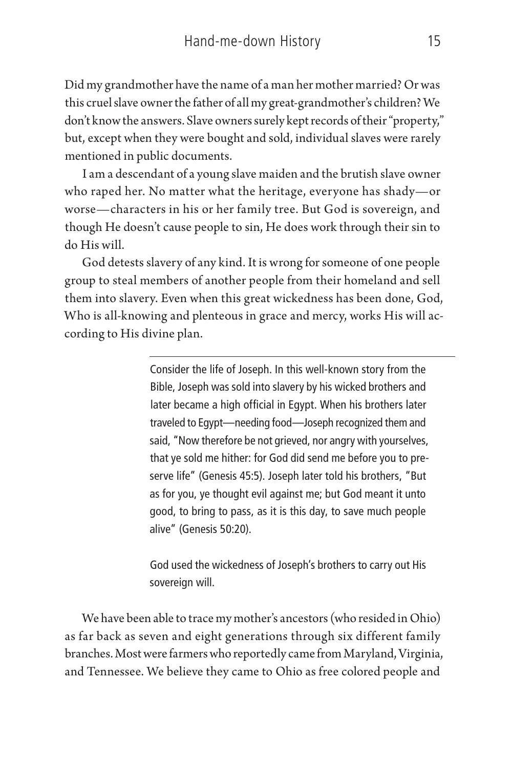Did my grandmother have the name of a man her mother married? Or was this cruel slave owner the father of all my great-grandmother's children? We don't know the answers. Slave owners surely kept records of their "property," but, except when they were bought and sold, individual slaves were rarely mentioned in public documents.

I am a descendant of a young slave maiden and the brutish slave owner who raped her. No matter what the heritage, everyone has shady—or worse—characters in his or her family tree. But God is sovereign, and though He doesn't cause people to sin, He does work through their sin to do His will.

God detests slavery of any kind. It is wrong for someone of one people group to steal members of another people from their homeland and sell them into slavery. Even when this great wickedness has been done, God, Who is all-knowing and plenteous in grace and mercy, works His will according to His divine plan.

---

> Consider the life of Joseph. In this well-known story from the Bible, Joseph was sold into slavery by his wicked brothers and later became a high official in Egypt. When his brothers later traveled to Egypt—needing food—Joseph recognized them and said, "Now therefore be not grieved, nor angry with yourselves, that ye sold me hither: for God did send me before you to preserve life" (Genesis 45:5). Joseph later told his brothers, "But as for you, ye thought evil against me; but God meant it unto good, to bring to pass, as it is this day, to save much people alive" (Genesis 50:20).
>
> God used the wickedness of Joseph's brothers to carry out His sovereign will.

We have been able to trace my mother's ancestors (who resided in Ohio) as far back as seven and eight generations through six different family branches. Most were farmers who reportedly came from Maryland, Virginia, and Tennessee. We believe they came to Ohio as free colored people and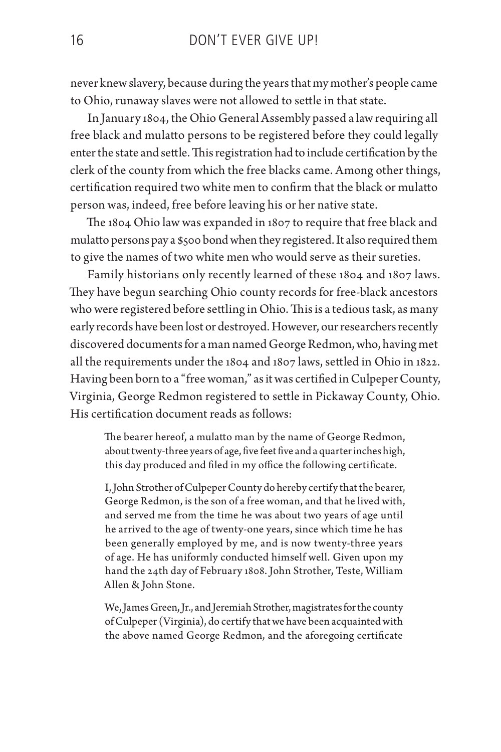never knew slavery, because during the years that my mother's people came to Ohio, runaway slaves were not allowed to settle in that state.

In January 1804, the Ohio General Assembly passed a law requiring all free black and mulatto persons to be registered before they could legally enter the state and settle. This registration had to include certification by the clerk of the county from which the free blacks came. Among other things, certification required two white men to confirm that the black or mulatto person was, indeed, free before leaving his or her native state.

The 1804 Ohio law was expanded in 1807 to require that free black and mulatto persons pay a $500 bond when they registered. It also required them to give the names of two white men who would serve as their sureties.

Family historians only recently learned of these 1804 and 1807 laws. They have begun searching Ohio county records for free-black ancestors who were registered before settling in Ohio. This is a tedious task, as many early records have been lost or destroyed. However, our researchers recently discovered documents for a man named George Redmon, who, having met all the requirements under the 1804 and 1807 laws, settled in Ohio in 1822. Having been born to a "free woman," as it was certified in Culpeper County, Virginia, George Redmon registered to settle in Pickaway County, Ohio. His certification document reads as follows:

> The bearer hereof, a mulatto man by the name of George Redmon, about twenty-three years of age, five feet five and a quarter inches high, this day produced and filed in my office the following certificate.
>
> I, John Strother of Culpeper County do hereby certify that the bearer, George Redmon, is the son of a free woman, and that he lived with, and served me from the time he was about two years of age until he arrived to the age of twenty-one years, since which time he has been generally employed by me, and is now twenty-three years of age. He has uniformly conducted himself well. Given upon my hand the 24th day of February 1808. John Strother, Teste, William Allen & John Stone.
>
> We, James Green, Jr., and Jeremiah Strother, magistrates for the county of Culpeper (Virginia), do certify that we have been acquainted with the above named George Redmon, and the aforegoing certificate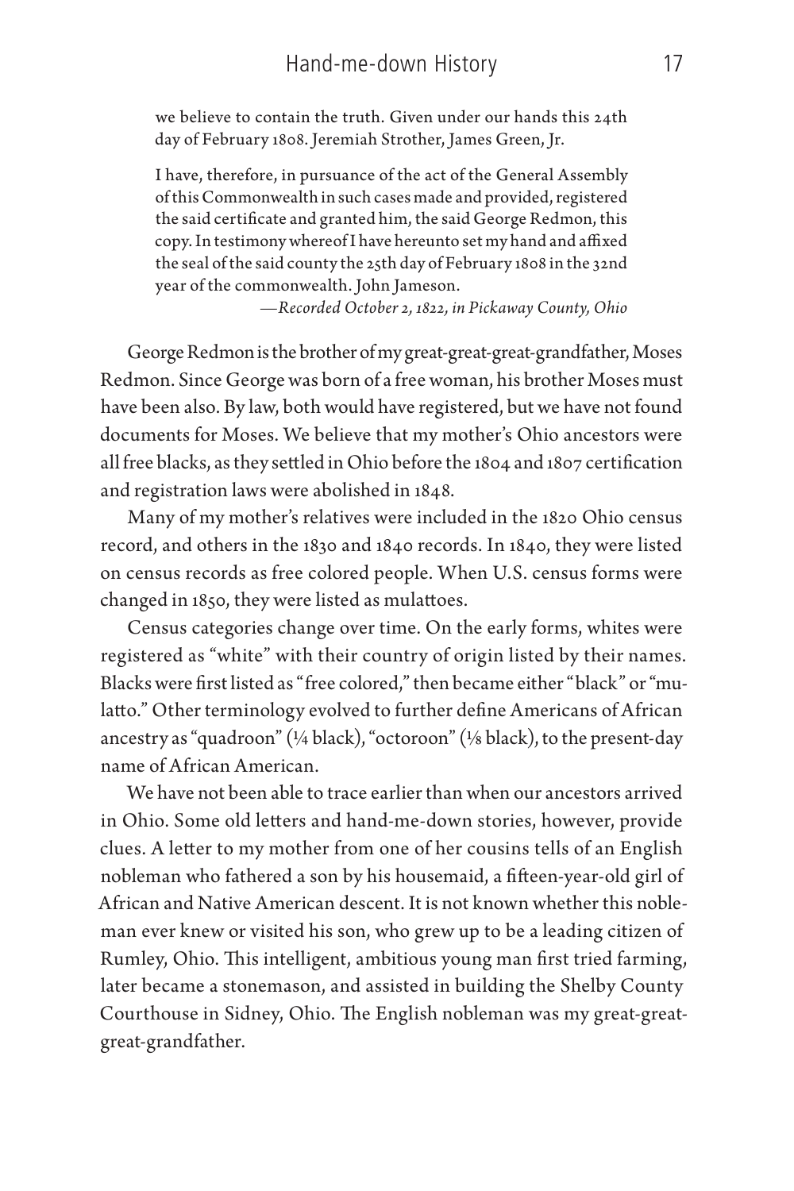> we believe to contain the truth. Given under our hands this 24th day of February 1808. Jeremiah Strother, James Green, Jr.
>
> I have, therefore, in pursuance of the act of the General Assembly of this Commonwealth in such cases made and provided, registered the said certificate and granted him, the said George Redmon, this copy. In testimony whereof I have hereunto set my hand and affixed the seal of the said county the 25th day of February 1808 in the 32nd year of the commonwealth. John Jameson.
>
> —*Recorded October 2, 1822, in Pickaway County, Ohio*

George Redmon is the brother of my great-great-great-grandfather, Moses Redmon. Since George was born of a free woman, his brother Moses must have been also. By law, both would have registered, but we have not found documents for Moses. We believe that my mother's Ohio ancestors were all free blacks, as they settled in Ohio before the 1804 and 1807 certification and registration laws were abolished in 1848.

Many of my mother's relatives were included in the 1820 Ohio census record, and others in the 1830 and 1840 records. In 1840, they were listed on census records as free colored people. When U.S. census forms were changed in 1850, they were listed as mulattoes.

Census categories change over time. On the early forms, whites were registered as "white" with their country of origin listed by their names. Blacks were first listed as "free colored," then became either "black" or "mulatto." Other terminology evolved to further define Americans of African ancestry as "quadroon" (¼ black), "octoroon" (⅛ black), to the present-day name of African American.

We have not been able to trace earlier than when our ancestors arrived in Ohio. Some old letters and hand-me-down stories, however, provide clues. A letter to my mother from one of her cousins tells of an English nobleman who fathered a son by his housemaid, a fifteen-year-old girl of African and Native American descent. It is not known whether this nobleman ever knew or visited his son, who grew up to be a leading citizen of Rumley, Ohio. This intelligent, ambitious young man first tried farming, later became a stonemason, and assisted in building the Shelby County Courthouse in Sidney, Ohio. The English nobleman was my great-great-great-great-grandfather.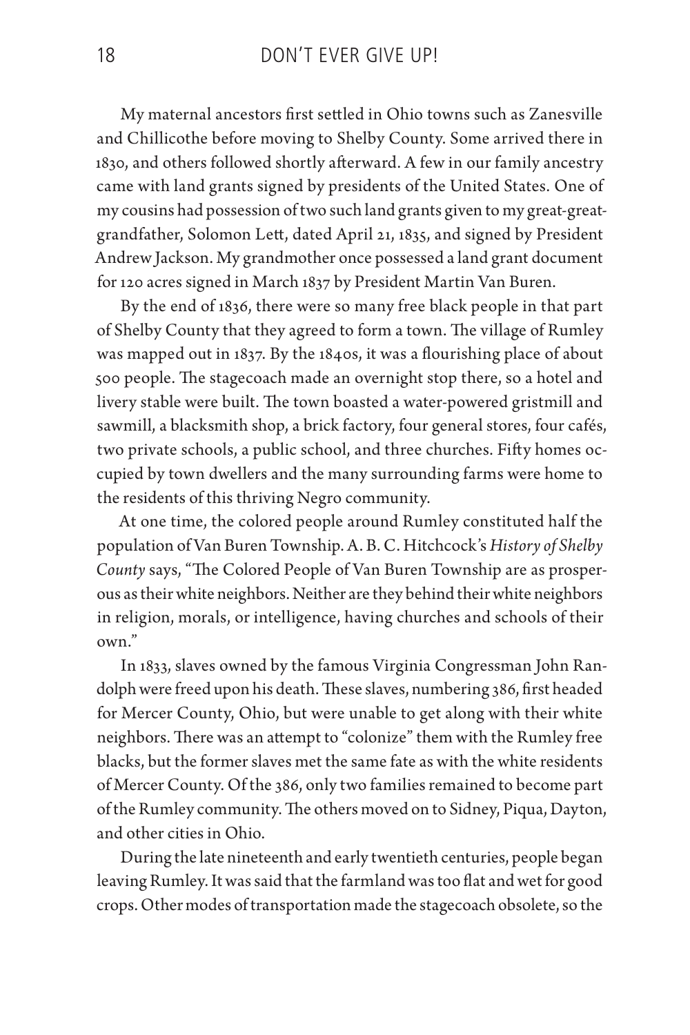My maternal ancestors first settled in Ohio towns such as Zanesville and Chillicothe before moving to Shelby County. Some arrived there in 1830, and others followed shortly afterward. A few in our family ancestry came with land grants signed by presidents of the United States. One of my cousins had possession of two such land grants given to my great-great-grandfather, Solomon Lett, dated April 21, 1835, and signed by President Andrew Jackson. My grandmother once possessed a land grant document for 120 acres signed in March 1837 by President Martin Van Buren.

By the end of 1836, there were so many free black people in that part of Shelby County that they agreed to form a town. The village of Rumley was mapped out in 1837. By the 1840s, it was a flourishing place of about 500 people. The stagecoach made an overnight stop there, so a hotel and livery stable were built. The town boasted a water-powered gristmill and sawmill, a blacksmith shop, a brick factory, four general stores, four cafés, two private schools, a public school, and three churches. Fifty homes occupied by town dwellers and the many surrounding farms were home to the residents of this thriving Negro community.

At one time, the colored people around Rumley constituted half the population of Van Buren Township. A. B. C. Hitchcock's *History of Shelby County* says, "The Colored People of Van Buren Township are as prosperous as their white neighbors. Neither are they behind their white neighbors in religion, morals, or intelligence, having churches and schools of their own."

In 1833, slaves owned by the famous Virginia Congressman John Randolph were freed upon his death. These slaves, numbering 386, first headed for Mercer County, Ohio, but were unable to get along with their white neighbors. There was an attempt to "colonize" them with the Rumley free blacks, but the former slaves met the same fate as with the white residents of Mercer County. Of the 386, only two families remained to become part of the Rumley community. The others moved on to Sidney, Piqua, Dayton, and other cities in Ohio.

During the late nineteenth and early twentieth centuries, people began leaving Rumley. It was said that the farmland was too flat and wet for good crops. Other modes of transportation made the stagecoach obsolete, so the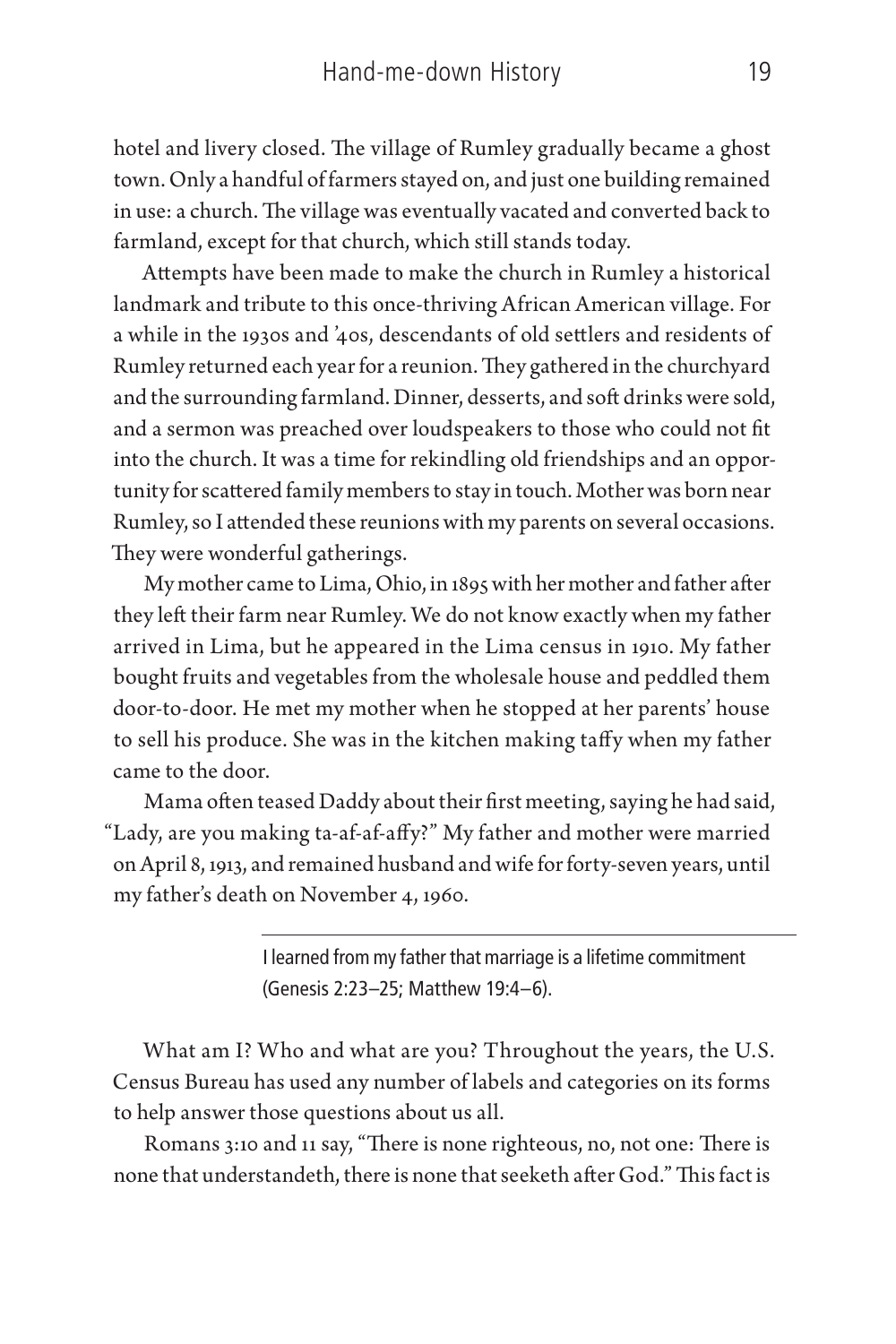hotel and livery closed. The village of Rumley gradually became a ghost town. Only a handful of farmers stayed on, and just one building remained in use: a church. The village was eventually vacated and converted back to farmland, except for that church, which still stands today.

Attempts have been made to make the church in Rumley a historical landmark and tribute to this once-thriving African American village. For a while in the 1930s and '40s, descendants of old settlers and residents of Rumley returned each year for a reunion. They gathered in the churchyard and the surrounding farmland. Dinner, desserts, and soft drinks were sold, and a sermon was preached over loudspeakers to those who could not fit into the church. It was a time for rekindling old friendships and an opportunity for scattered family members to stay in touch. Mother was born near Rumley, so I attended these reunions with my parents on several occasions. They were wonderful gatherings.

My mother came to Lima, Ohio, in 1895 with her mother and father after they left their farm near Rumley. We do not know exactly when my father arrived in Lima, but he appeared in the Lima census in 1910. My father bought fruits and vegetables from the wholesale house and peddled them door-to-door. He met my mother when he stopped at her parents' house to sell his produce. She was in the kitchen making taffy when my father came to the door.

Mama often teased Daddy about their first meeting, saying he had said, "Lady, are you making ta-af-af-affy?" My father and mother were married on April 8, 1913, and remained husband and wife for forty-seven years, until my father's death on November 4, 1960.

---

I learned from my father that marriage is a lifetime commitment (Genesis 2:23–25; Matthew 19:4–6).

What am I? Who and what are you? Throughout the years, the U.S. Census Bureau has used any number of labels and categories on its forms to help answer those questions about us all.

Romans 3:10 and 11 say, "There is none righteous, no, not one: There is none that understandeth, there is none that seeketh after God." This fact is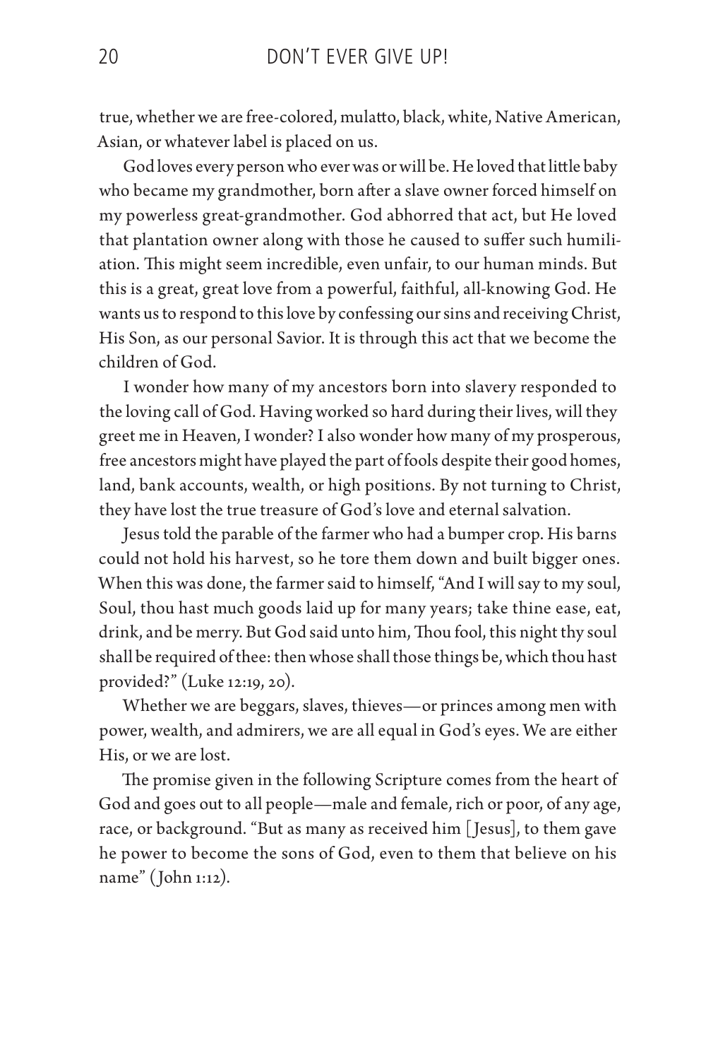true, whether we are free-colored, mulatto, black, white, Native American, Asian, or whatever label is placed on us.

God loves every person who ever was or will be. He loved that little baby who became my grandmother, born after a slave owner forced himself on my powerless great-grandmother. God abhorred that act, but He loved that plantation owner along with those he caused to suffer such humiliation. This might seem incredible, even unfair, to our human minds. But this is a great, great love from a powerful, faithful, all-knowing God. He wants us to respond to this love by confessing our sins and receiving Christ, His Son, as our personal Savior. It is through this act that we become the children of God.

I wonder how many of my ancestors born into slavery responded to the loving call of God. Having worked so hard during their lives, will they greet me in Heaven, I wonder? I also wonder how many of my prosperous, free ancestors might have played the part of fools despite their good homes, land, bank accounts, wealth, or high positions. By not turning to Christ, they have lost the true treasure of God's love and eternal salvation.

Jesus told the parable of the farmer who had a bumper crop. His barns could not hold his harvest, so he tore them down and built bigger ones. When this was done, the farmer said to himself, "And I will say to my soul, Soul, thou hast much goods laid up for many years; take thine ease, eat, drink, and be merry. But God said unto him, Thou fool, this night thy soul shall be required of thee: then whose shall those things be, which thou hast provided?" (Luke 12:19, 20).

Whether we are beggars, slaves, thieves—or princes among men with power, wealth, and admirers, we are all equal in God's eyes. We are either His, or we are lost.

The promise given in the following Scripture comes from the heart of God and goes out to all people—male and female, rich or poor, of any age, race, or background. "But as many as received him [Jesus], to them gave he power to become the sons of God, even to them that believe on his name" (John 1:12).